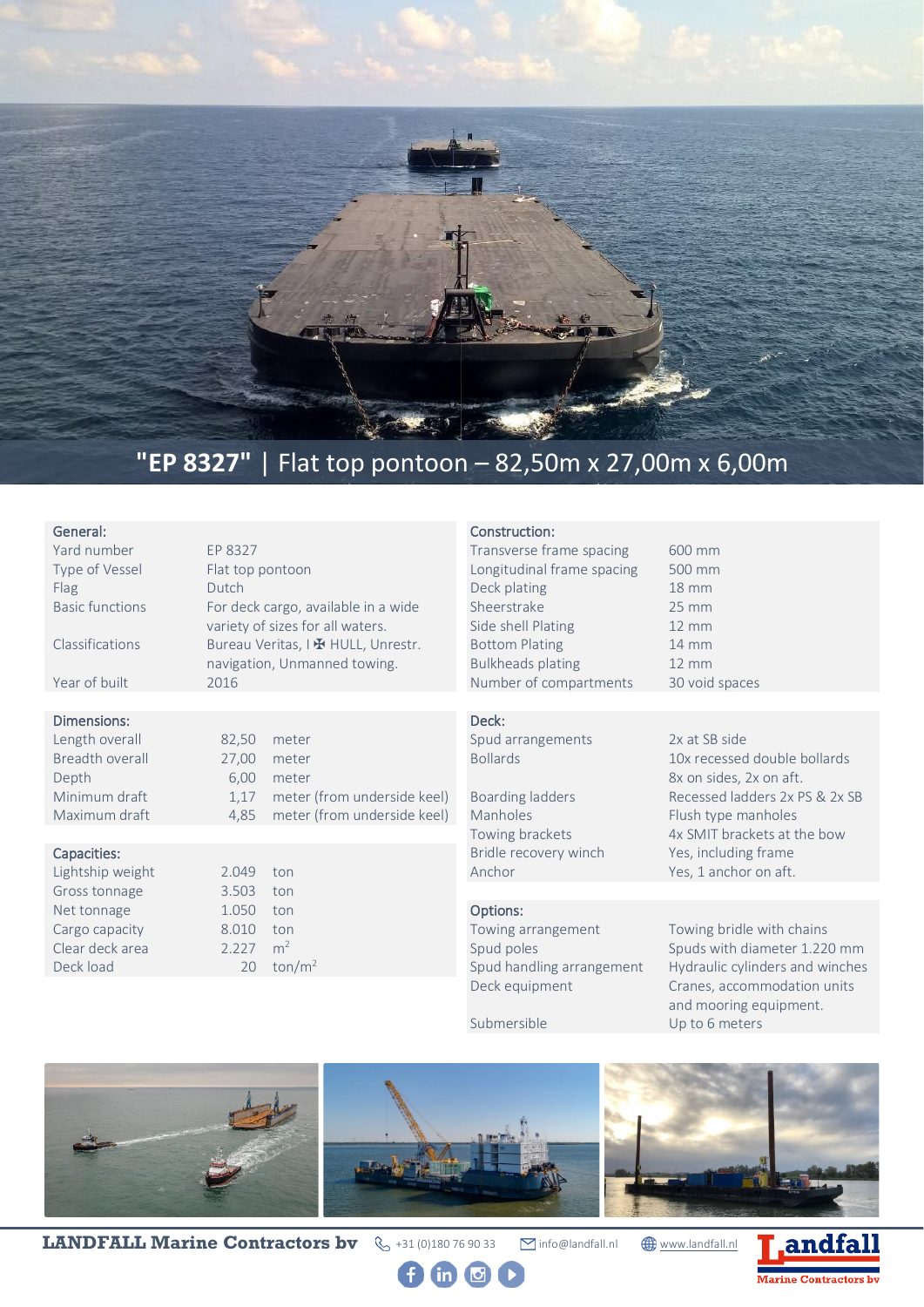# "EP 8327" | Flat top pontoon – 82,50m x 27,00m x 6,00m

| General: | |
|---|---|
| Yard number | EP 8327 |
| Type of Vessel | Flat top pontoon |
| Flag | Dutch |
| Basic functions | For deck cargo, available in a wide variety of sizes for all waters. |
| Classifications | Bureau Veritas, I ✠ HULL, Unrestr. navigation, Unmanned towing. |
| Year of built | 2016 |

| Dimensions: | | |
|---|---|---|
| Length overall | 82,50 | meter |
| Breadth overall | 27,00 | meter |
| Depth | 6,00 | meter |
| Minimum draft | 1,17 | meter (from underside keel) |
| Maximum draft | 4,85 | meter (from underside keel) |

| Capacities: | | |
|---|---|---|
| Lightship weight | 2.049 | ton |
| Gross tonnage | 3.503 | ton |
| Net tonnage | 1.050 | ton |
| Cargo capacity | 8.010 | ton |
| Clear deck area | 2.227 | $m^2$ |
| Deck load | 20 | ton/$m^2$ |

| Construction: | |
|---|---|
| Transverse frame spacing | 600 mm |
| Longitudinal frame spacing | 500 mm |
| Deck plating | 18 mm |
| Sheerstrake | 25 mm |
| Side shell Plating | 12 mm |
| Bottom Plating | 14 mm |
| Bulkheads plating | 12 mm |
| Number of compartments | 30 void spaces |

| Deck: | |
|---|---|
| Spud arrangements | 2x at SB side |
| Bollards | 10x recessed double bollards 8x on sides, 2x on aft. |
| Boarding ladders | Recessed ladders 2x PS & 2x SB |
| Manholes | Flush type manholes |
| Towing brackets | 4x SMIT brackets at the bow |
| Bridle recovery winch | Yes, including frame |
| Anchor | Yes, 1 anchor on aft. |

| Options: | |
|---|---|
| Towing arrangement | Towing bridle with chains |
| Spud poles | Spuds with diameter 1.220 mm |
| Spud handling arrangement | Hydraulic cylinders and winches |
| Deck equipment | Cranes, accommodation units and mooring equipment. |
| Submersible | Up to 6 meters |

**LANDFALL Marine Contractors bv** +31 (0)180 76 90 33 info@landfall.nl www.landfall.nl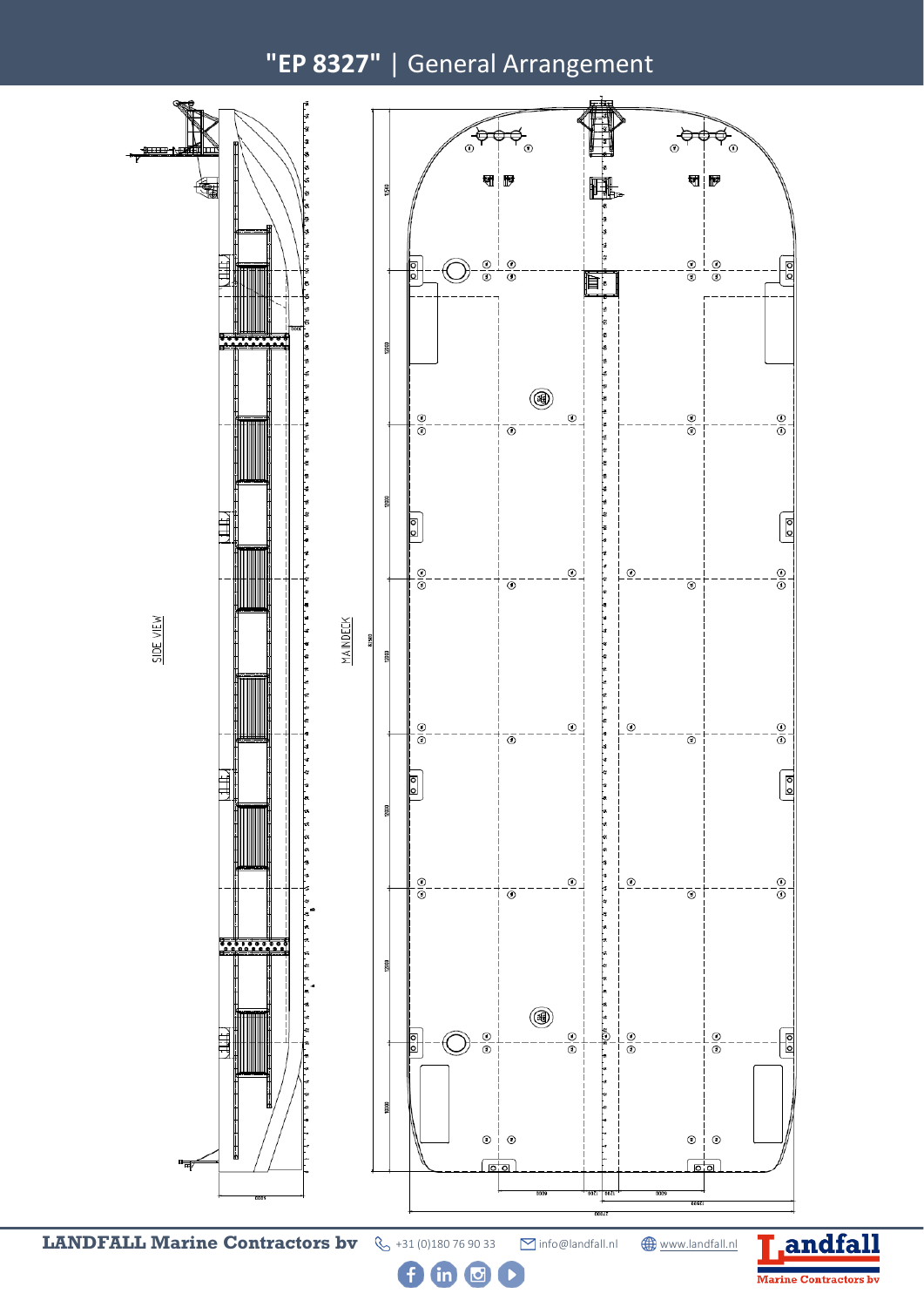# "EP 8327" | General Arrangement

SIDE VIEW

MAIN DECK

**LANDFALL Marine Contractors bv** +31 (0)180 76 90 33 info@landfall.nl www.landfall.nl